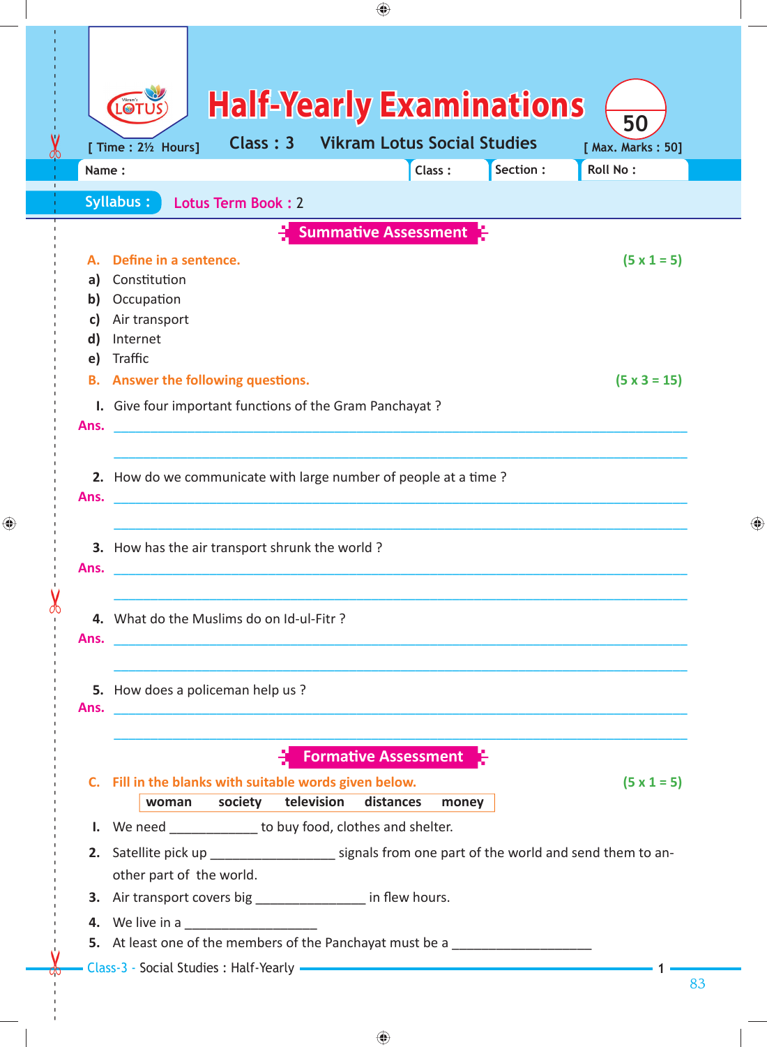# Half-Yearly Examinations

[ Time : 2½ Hours] Class : 3 Vikram Lotus Social Studies [ Max. Marks : 50]

| Name : | Class : | Section : | Roll No : |
|---|---|---|---|

**Syllabus :** Lotus Term Book : 2

## Summative Assessment

**A. Define in a sentence.** (5 x 1 = 5)

a) Constitution

b) Occupation

c) Air transport

d) Internet

e) Traffic

**B. Answer the following questions.** (5 x 3 = 15)

I. Give four important functions of the Gram Panchayat ?

**Ans.** ______________________________________________

______________________________________________

2. How do we communicate with large number of people at a time ?

**Ans.** ______________________________________________

______________________________________________

3. How has the air transport shrunk the world ?

**Ans.** ______________________________________________

______________________________________________

4. What do the Muslims do on Id-ul-Fitr ?

**Ans.** ______________________________________________

______________________________________________

5. How does a policeman help us ?

**Ans.** ______________________________________________

______________________________________________

## Formative Assessment

**C. Fill in the blanks with suitable words given below.** (5 x 1 = 5)

| woman | society | television | distances | money |
|---|---|---|---|---|

I. We need ____________ to buy food, clothes and shelter.

2. Satellite pick up _________________ signals from one part of the world and send them to another part of the world.

3. Air transport covers big _______________ in flew hours.

4. We live in a ___________________

5. At least one of the members of the Panchayat must be a ____________________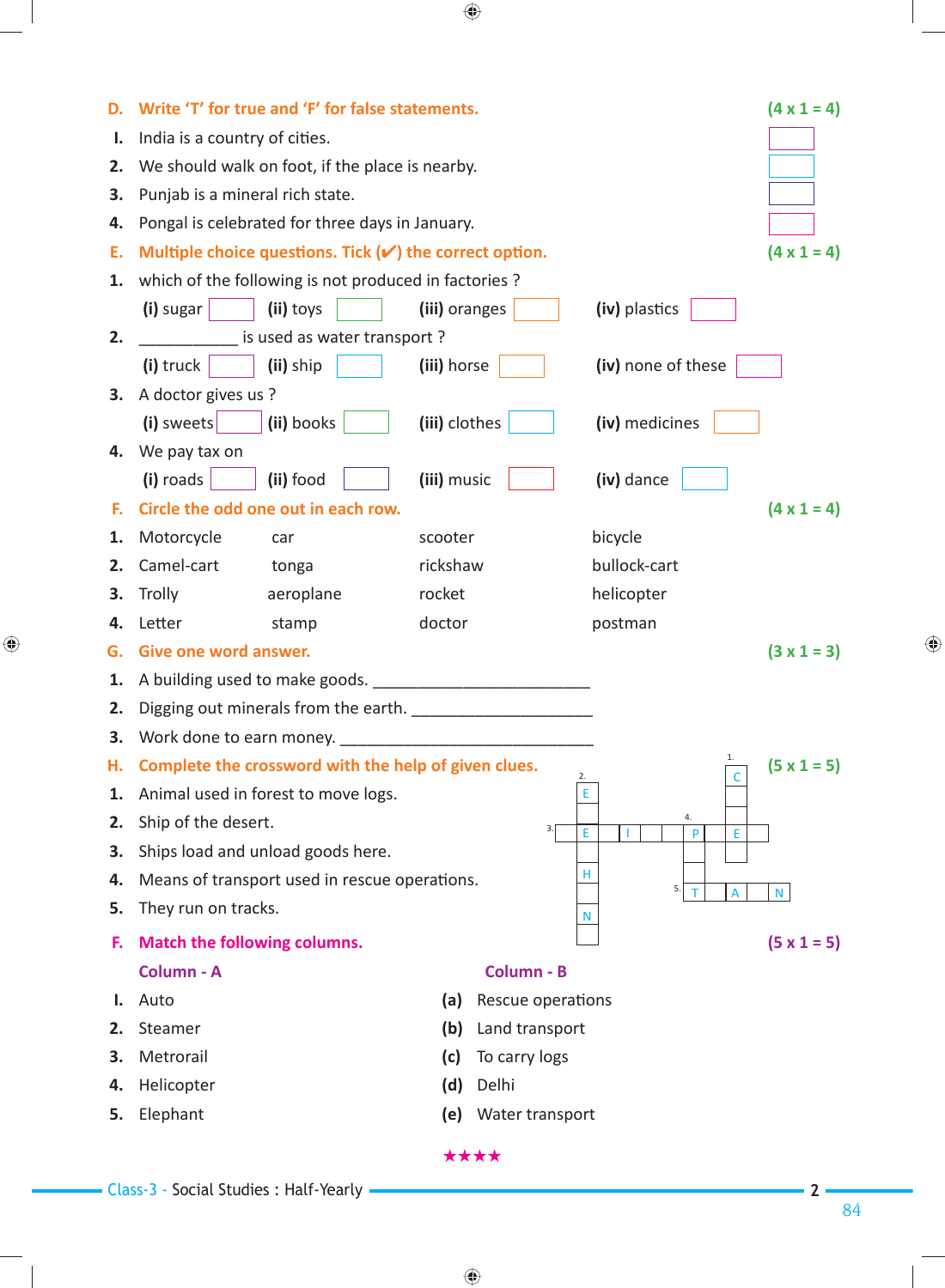**D. Write 'T' for true and 'F' for false statements.** **(4 x 1 = 4)**

1. India is a country of cities. ☐
2. We should walk on foot, if the place is nearby. ☐
3. Punjab is a mineral rich state. ☐
4. Pongal is celebrated for three days in January. ☐

**E. Multiple choice questions. Tick (✔) the correct option.** **(4 x 1 = 4)**

1. which of the following is not produced in factories ?
   **(i)** sugar ☐ **(ii)** toys ☐ **(iii)** oranges ☐ **(iv)** plastics ☐
2. ___________ is used as water transport ?
   **(i)** truck ☐ **(ii)** ship ☐ **(iii)** horse ☐ **(iv)** none of these ☐
3. A doctor gives us ?
   **(i)** sweets ☐ **(ii)** books ☐ **(iii)** clothes ☐ **(iv)** medicines ☐
4. We pay tax on
   **(i)** roads ☐ **(ii)** food ☐ **(iii)** music ☐ **(iv)** dance ☐

**F. Circle the odd one out in each row.** **(4 x 1 = 4)**

| | | | | |
|---|---|---|---|---|
| 1. | Motorcycle | car | scooter | bicycle |
| 2. | Camel-cart | tonga | rickshaw | bullock-cart |
| 3. | Trolly | aeroplane | rocket | helicopter |
| 4. | Letter | stamp | doctor | postman |

**G. Give one word answer.** **(3 x 1 = 3)**

1. A building used to make goods. ________________________
2. Digging out minerals from the earth. ____________________
3. Work done to earn money. _____________________________

**H. Complete the crossword with the help of given clues.** **(5 x 1 = 5)**

1. Animal used in forest to move logs.
2. Ship of the desert.
3. Ships load and unload goods here.
4. Means of transport used in rescue operations.
5. They run on tracks.

1. C
2. E, E, H, N
3. E _ I _ P _ E _
4. P
5. T _ A _ N

**F. Match the following columns.** **(5 x 1 = 5)**

| Column - A | Column - B |
|---|---|
| 1. Auto | (a) Rescue operations |
| 2. Steamer | (b) Land transport |
| 3. Metrorail | (c) To carry logs |
| 4. Helicopter | (d) Delhi |
| 5. Elephant | (e) Water transport |

★★★★